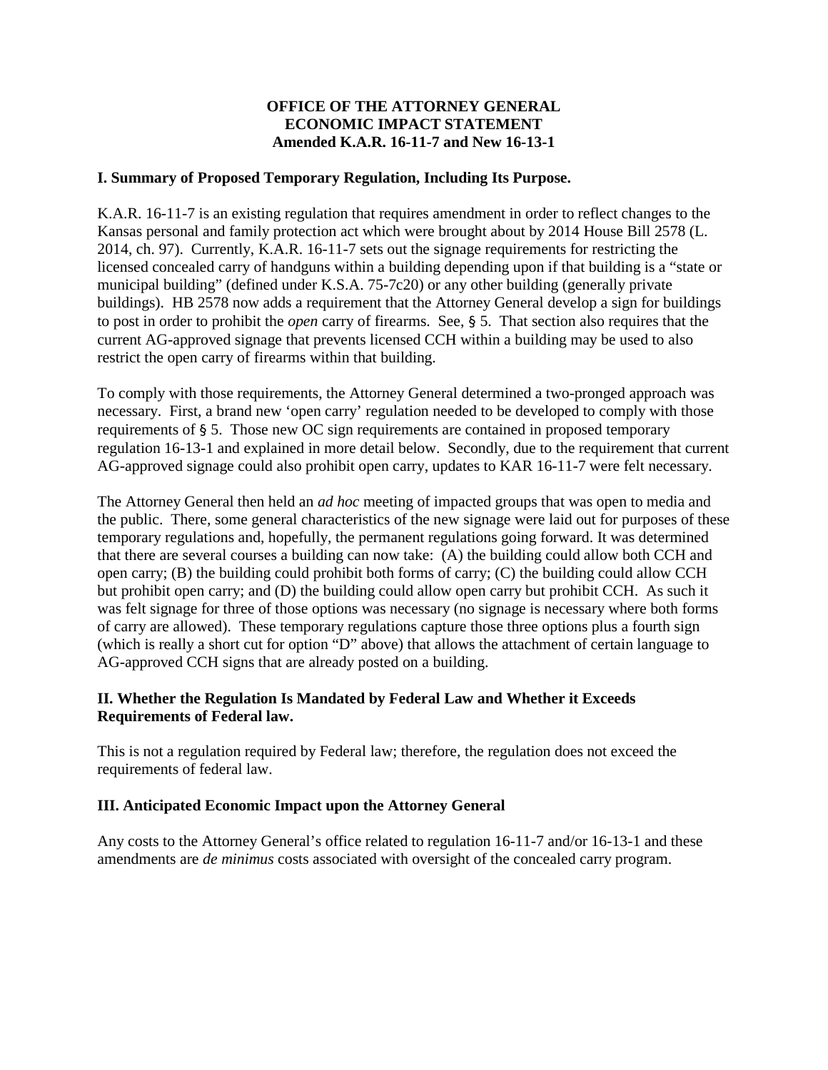**OFFICE OF THE ATTORNEY GENERAL**
**ECONOMIC IMPACT STATEMENT**
**Amended K.A.R. 16-11-7 and New 16-13-1**

### I. Summary of Proposed Temporary Regulation, Including Its Purpose.

K.A.R. 16-11-7 is an existing regulation that requires amendment in order to reflect changes to the Kansas personal and family protection act which were brought about by 2014 House Bill 2578 (L. 2014, ch. 97). Currently, K.A.R. 16-11-7 sets out the signage requirements for restricting the licensed concealed carry of handguns within a building depending upon if that building is a "state or municipal building" (defined under K.S.A. 75-7c20) or any other building (generally private buildings). HB 2578 now adds a requirement that the Attorney General develop a sign for buildings to post in order to prohibit the *open* carry of firearms. See, § 5. That section also requires that the current AG-approved signage that prevents licensed CCH within a building may be used to also restrict the open carry of firearms within that building.

To comply with those requirements, the Attorney General determined a two-pronged approach was necessary. First, a brand new 'open carry' regulation needed to be developed to comply with those requirements of § 5. Those new OC sign requirements are contained in proposed temporary regulation 16-13-1 and explained in more detail below. Secondly, due to the requirement that current AG-approved signage could also prohibit open carry, updates to KAR 16-11-7 were felt necessary.

The Attorney General then held an *ad hoc* meeting of impacted groups that was open to media and the public. There, some general characteristics of the new signage were laid out for purposes of these temporary regulations and, hopefully, the permanent regulations going forward. It was determined that there are several courses a building can now take: (A) the building could allow both CCH and open carry; (B) the building could prohibit both forms of carry; (C) the building could allow CCH but prohibit open carry; and (D) the building could allow open carry but prohibit CCH. As such it was felt signage for three of those options was necessary (no signage is necessary where both forms of carry are allowed). These temporary regulations capture those three options plus a fourth sign (which is really a short cut for option "D" above) that allows the attachment of certain language to AG-approved CCH signs that are already posted on a building.

### II. Whether the Regulation Is Mandated by Federal Law and Whether it Exceeds Requirements of Federal law.

This is not a regulation required by Federal law; therefore, the regulation does not exceed the requirements of federal law.

### III. Anticipated Economic Impact upon the Attorney General

Any costs to the Attorney General's office related to regulation 16-11-7 and/or 16-13-1 and these amendments are *de minimus* costs associated with oversight of the concealed carry program.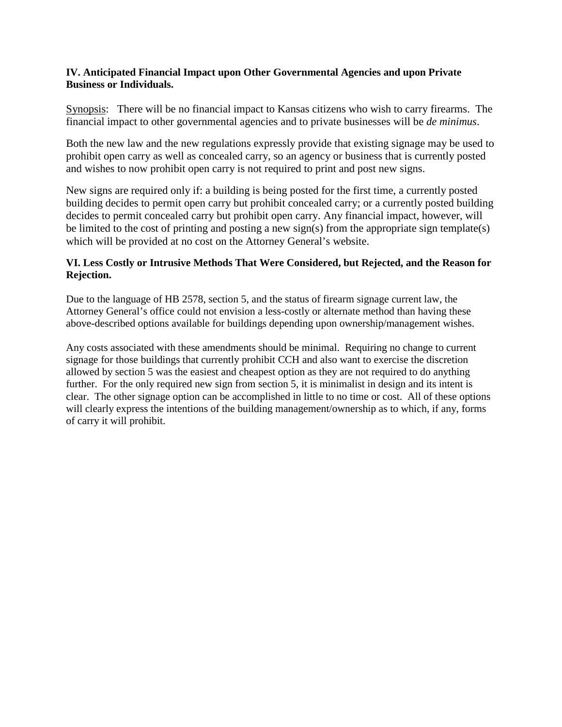**IV. Anticipated Financial Impact upon Other Governmental Agencies and upon Private Business or Individuals.**

Synopsis: There will be no financial impact to Kansas citizens who wish to carry firearms. The financial impact to other governmental agencies and to private businesses will be *de minimus*.

Both the new law and the new regulations expressly provide that existing signage may be used to prohibit open carry as well as concealed carry, so an agency or business that is currently posted and wishes to now prohibit open carry is not required to print and post new signs.

New signs are required only if: a building is being posted for the first time, a currently posted building decides to permit open carry but prohibit concealed carry; or a currently posted building decides to permit concealed carry but prohibit open carry. Any financial impact, however, will be limited to the cost of printing and posting a new sign(s) from the appropriate sign template(s) which will be provided at no cost on the Attorney General's website.

**VI. Less Costly or Intrusive Methods That Were Considered, but Rejected, and the Reason for Rejection.**

Due to the language of HB 2578, section 5, and the status of firearm signage current law, the Attorney General's office could not envision a less-costly or alternate method than having these above-described options available for buildings depending upon ownership/management wishes.

Any costs associated with these amendments should be minimal. Requiring no change to current signage for those buildings that currently prohibit CCH and also want to exercise the discretion allowed by section 5 was the easiest and cheapest option as they are not required to do anything further. For the only required new sign from section 5, it is minimalist in design and its intent is clear. The other signage option can be accomplished in little to no time or cost. All of these options will clearly express the intentions of the building management/ownership as to which, if any, forms of carry it will prohibit.